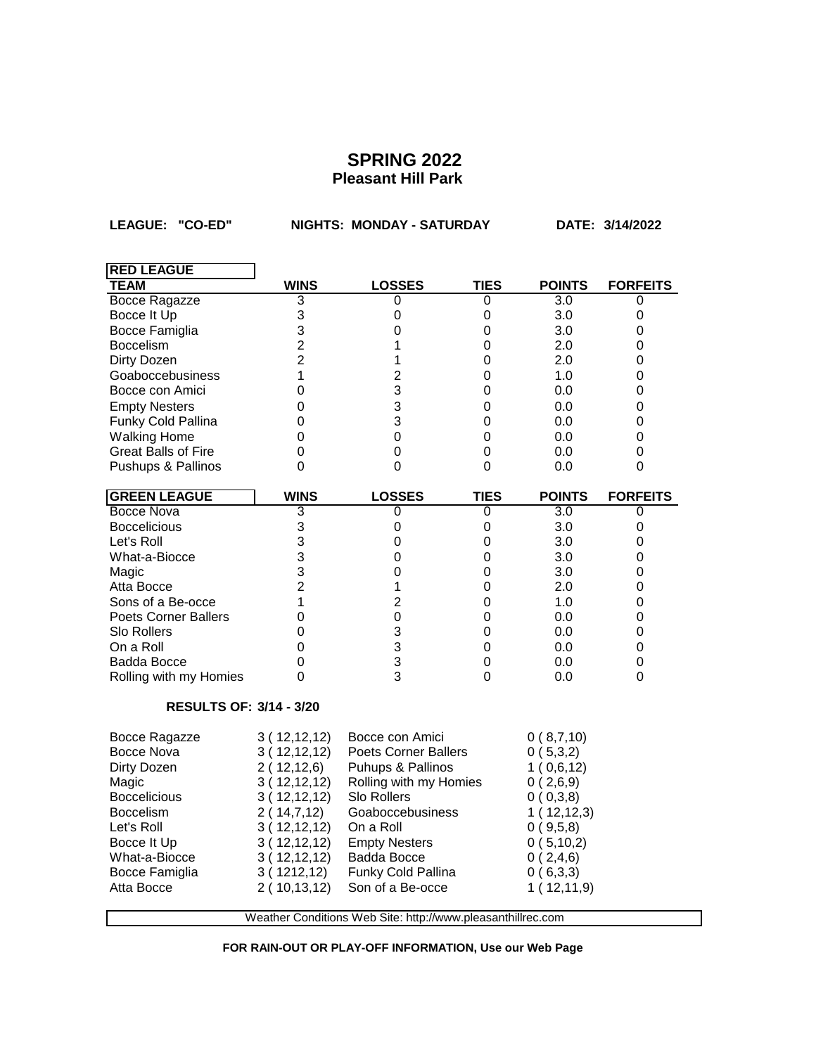# SPRING 2022
## Pleasant Hill Park

**LEAGUE: "CO-ED"** **NIGHTS: MONDAY - SATURDAY** **DATE: 3/14/2022**

| RED LEAGUE | | | | | |
|---|---|---|---|---|---|
| **TEAM** | **WINS** | **LOSSES** | **TIES** | **POINTS** | **FORFEITS** |
| Bocce Ragazze | 3 | 0 | 0 | 3.0 | 0 |
| Bocce It Up | 3 | 0 | 0 | 3.0 | 0 |
| Bocce Famiglia | 3 | 0 | 0 | 3.0 | 0 |
| Boccelism | 2 | 1 | 0 | 2.0 | 0 |
| Dirty Dozen | 2 | 1 | 0 | 2.0 | 0 |
| Goaboccebusiness | 1 | 2 | 0 | 1.0 | 0 |
| Bocce con Amici | 0 | 3 | 0 | 0.0 | 0 |
| Empty Nesters | 0 | 3 | 0 | 0.0 | 0 |
| Funky Cold Pallina | 0 | 3 | 0 | 0.0 | 0 |
| Walking Home | 0 | 0 | 0 | 0.0 | 0 |
| Great Balls of Fire | 0 | 0 | 0 | 0.0 | 0 |
| Pushups & Pallinos | 0 | 0 | 0 | 0.0 | 0 |

| GREEN LEAGUE | WINS | LOSSES | TIES | POINTS | FORFEITS |
|---|---|---|---|---|---|
| Bocce Nova | 3 | 0 | 0 | 3.0 | 0 |
| Boccelicious | 3 | 0 | 0 | 3.0 | 0 |
| Let's Roll | 3 | 0 | 0 | 3.0 | 0 |
| What-a-Biocce | 3 | 0 | 0 | 3.0 | 0 |
| Magic | 3 | 0 | 0 | 3.0 | 0 |
| Atta Bocce | 2 | 1 | 0 | 2.0 | 0 |
| Sons of a Be-occe | 1 | 2 | 0 | 1.0 | 0 |
| Poets Corner Ballers | 0 | 0 | 0 | 0.0 | 0 |
| Slo Rollers | 0 | 3 | 0 | 0.0 | 0 |
| On a Roll | 0 | 3 | 0 | 0.0 | 0 |
| Badda Bocce | 0 | 3 | 0 | 0.0 | 0 |
| Rolling with my Homies | 0 | 3 | 0 | 0.0 | 0 |

**RESULTS OF: 3/14 - 3/20**

| | | | |
|---|---|---|---|
| Bocce Ragazze | 3 ( 12,12,12) | Bocce con Amici | 0 ( 8,7,10) |
| Bocce Nova | 3 ( 12,12,12) | Poets Corner Ballers | 0 ( 5,3,2) |
| Dirty Dozen | 2 ( 12,12,6) | Puhups & Pallinos | 1 ( 0,6,12) |
| Magic | 3 ( 12,12,12) | Rolling with my Homies | 0 ( 2,6,9) |
| Boccelicious | 3 ( 12,12,12) | Slo Rollers | 0 ( 0,3,8) |
| Boccelism | 2 ( 14,7,12) | Goaboccebusiness | 1 ( 12,12,3) |
| Let's Roll | 3 ( 12,12,12) | On a Roll | 0 ( 9,5,8) |
| Bocce It Up | 3 ( 12,12,12) | Empty Nesters | 0 ( 5,10,2) |
| What-a-Biocce | 3 ( 12,12,12) | Badda Bocce | 0 ( 2,4,6) |
| Bocce Famiglia | 3 ( 1212,12) | Funky Cold Pallina | 0 ( 6,3,3) |
| Atta Bocce | 2 ( 10,13,12) | Son of a Be-occe | 1 ( 12,11,9) |

Weather Conditions Web Site: http://www.pleasanthillrec.com

**FOR RAIN-OUT OR PLAY-OFF INFORMATION, Use our Web Page**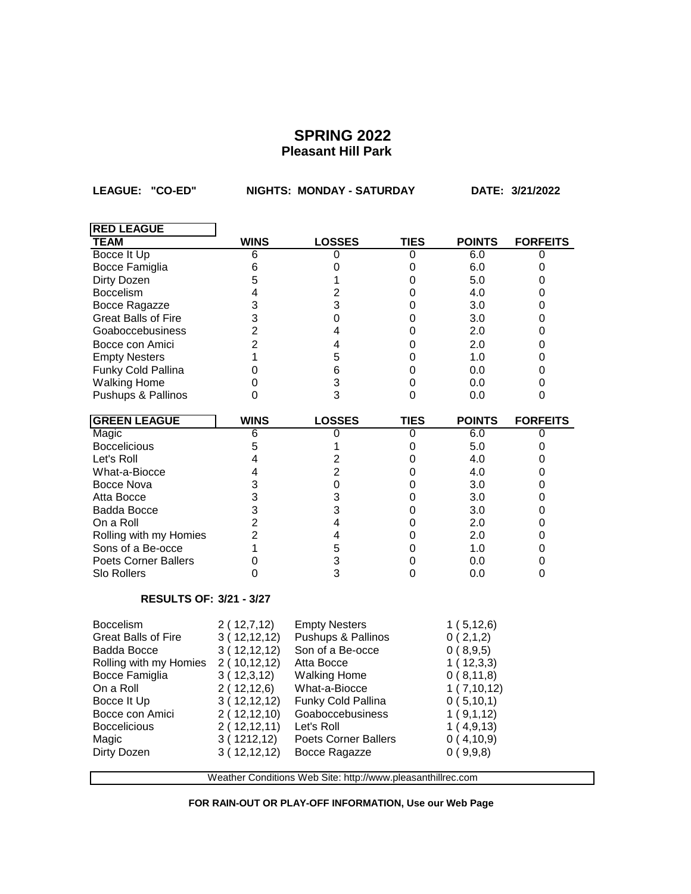# SPRING 2022
## Pleasant Hill Park

**LEAGUE: "CO-ED"** **NIGHTS: MONDAY - SATURDAY** **DATE: 3/21/2022**

| RED LEAGUE TEAM | WINS | LOSSES | TIES | POINTS | FORFEITS |
|---|---|---|---|---|---|
| Bocce It Up | 6 | 0 | 0 | 6.0 | 0 |
| Bocce Famiglia | 6 | 0 | 0 | 6.0 | 0 |
| Dirty Dozen | 5 | 1 | 0 | 5.0 | 0 |
| Boccelism | 4 | 2 | 0 | 4.0 | 0 |
| Bocce Ragazze | 3 | 3 | 0 | 3.0 | 0 |
| Great Balls of Fire | 3 | 0 | 0 | 3.0 | 0 |
| Goaboccebusiness | 2 | 4 | 0 | 2.0 | 0 |
| Bocce con Amici | 2 | 4 | 0 | 2.0 | 0 |
| Empty Nesters | 1 | 5 | 0 | 1.0 | 0 |
| Funky Cold Pallina | 0 | 6 | 0 | 0.0 | 0 |
| Walking Home | 0 | 3 | 0 | 0.0 | 0 |
| Pushups & Pallinos | 0 | 3 | 0 | 0.0 | 0 |

| GREEN LEAGUE | WINS | LOSSES | TIES | POINTS | FORFEITS |
|---|---|---|---|---|---|
| Magic | 6 | 0 | 0 | 6.0 | 0 |
| Boccelicious | 5 | 1 | 0 | 5.0 | 0 |
| Let's Roll | 4 | 2 | 0 | 4.0 | 0 |
| What-a-Biocce | 4 | 2 | 0 | 4.0 | 0 |
| Bocce Nova | 3 | 0 | 0 | 3.0 | 0 |
| Atta Bocce | 3 | 3 | 0 | 3.0 | 0 |
| Badda Bocce | 3 | 3 | 0 | 3.0 | 0 |
| On a Roll | 2 | 4 | 0 | 2.0 | 0 |
| Rolling with my Homies | 2 | 4 | 0 | 2.0 | 0 |
| Sons of a Be-occe | 1 | 5 | 0 | 1.0 | 0 |
| Poets Corner Ballers | 0 | 3 | 0 | 0.0 | 0 |
| Slo Rollers | 0 | 3 | 0 | 0.0 | 0 |

**RESULTS OF: 3/21 - 3/27**

| Team | Score | Team | Score |
|---|---|---|---|
| Boccelism | 2 ( 12,7,12) | Empty Nesters | 1 ( 5,12,6) |
| Great Balls of Fire | 3 ( 12,12,12) | Pushups & Pallinos | 0 ( 2,1,2) |
| Badda Bocce | 3 ( 12,12,12) | Son of a Be-occe | 0 ( 8,9,5) |
| Rolling with my Homies | 2 ( 10,12,12) | Atta Bocce | 1 ( 12,3,3) |
| Bocce Famiglia | 3 ( 12,3,12) | Walking Home | 0 ( 8,11,8) |
| On a Roll | 2 ( 12,12,6) | What-a-Biocce | 1 ( 7,10,12) |
| Bocce It Up | 3 ( 12,12,12) | Funky Cold Pallina | 0 ( 5,10,1) |
| Bocce con Amici | 2 ( 12,12,10) | Goaboccebusiness | 1 ( 9,1,12) |
| Boccelicious | 2 ( 12,12,11) | Let's Roll | 1 ( 4,9,13) |
| Magic | 3 ( 1212,12) | Poets Corner Ballers | 0 ( 4,10,9) |
| Dirty Dozen | 3 ( 12,12,12) | Bocce Ragazze | 0 ( 9,9,8) |

Weather Conditions Web Site: http://www.pleasanthillrec.com

**FOR RAIN-OUT OR PLAY-OFF INFORMATION, Use our Web Page**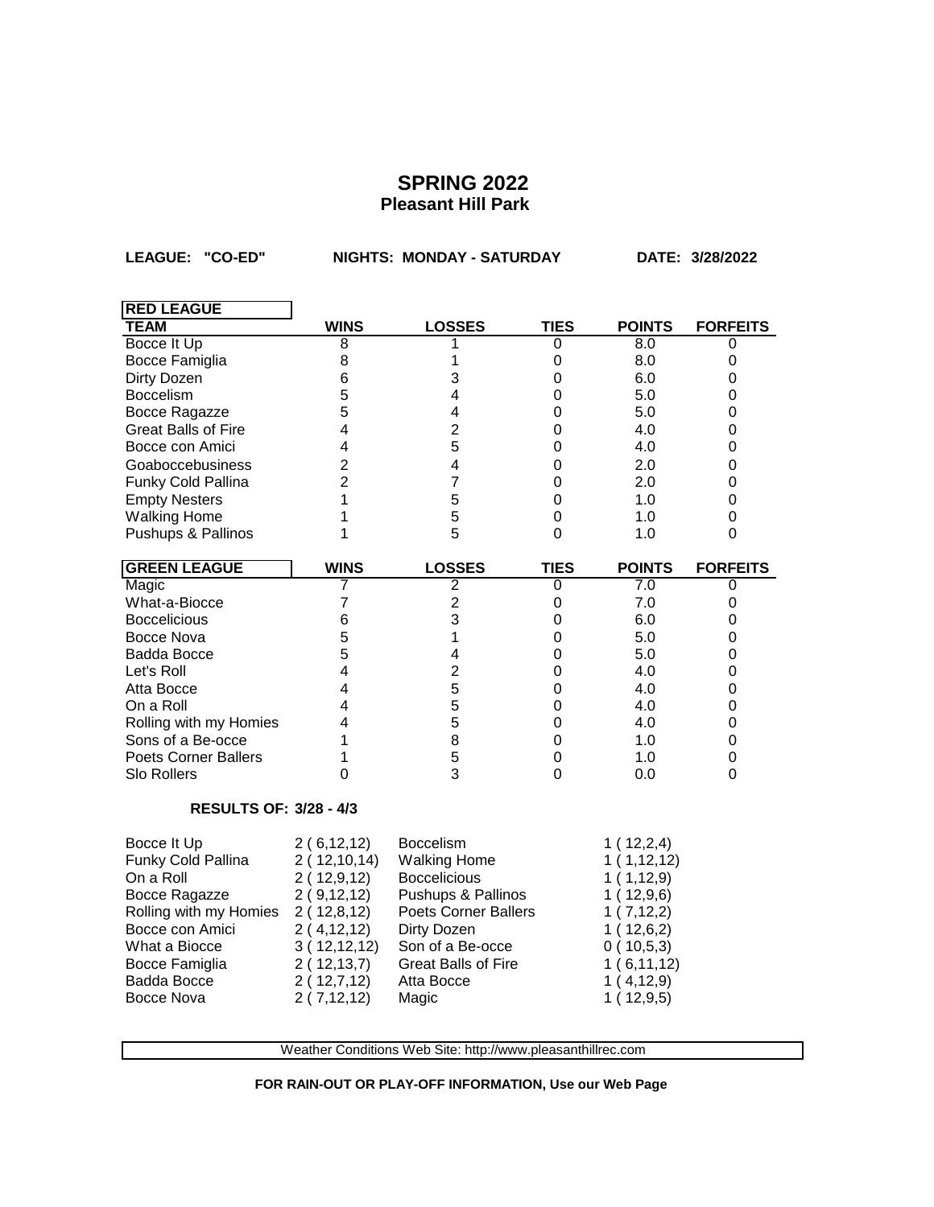## SPRING 2022
### Pleasant Hill Park

**LEAGUE: "CO-ED"** **NIGHTS: MONDAY - SATURDAY** **DATE: 3/28/2022**

| RED LEAGUE | | | | | |
|---|---|---|---|---|---|
| **TEAM** | **WINS** | **LOSSES** | **TIES** | **POINTS** | **FORFEITS** |
| Bocce It Up | 8 | 1 | 0 | 8.0 | 0 |
| Bocce Famiglia | 8 | 1 | 0 | 8.0 | 0 |
| Dirty Dozen | 6 | 3 | 0 | 6.0 | 0 |
| Boccelism | 5 | 4 | 0 | 5.0 | 0 |
| Bocce Ragazze | 5 | 4 | 0 | 5.0 | 0 |
| Great Balls of Fire | 4 | 2 | 0 | 4.0 | 0 |
| Bocce con Amici | 4 | 5 | 0 | 4.0 | 0 |
| Goaboccebusiness | 2 | 4 | 0 | 2.0 | 0 |
| Funky Cold Pallina | 2 | 7 | 0 | 2.0 | 0 |
| Empty Nesters | 1 | 5 | 0 | 1.0 | 0 |
| Walking Home | 1 | 5 | 0 | 1.0 | 0 |
| Pushups & Pallinos | 1 | 5 | 0 | 1.0 | 0 |

| GREEN LEAGUE | WINS | LOSSES | TIES | POINTS | FORFEITS |
|---|---|---|---|---|---|
| Magic | 7 | 2 | 0 | 7.0 | 0 |
| What-a-Biocce | 7 | 2 | 0 | 7.0 | 0 |
| Boccelicious | 6 | 3 | 0 | 6.0 | 0 |
| Bocce Nova | 5 | 1 | 0 | 5.0 | 0 |
| Badda Bocce | 5 | 4 | 0 | 5.0 | 0 |
| Let's Roll | 4 | 2 | 0 | 4.0 | 0 |
| Atta Bocce | 4 | 5 | 0 | 4.0 | 0 |
| On a Roll | 4 | 5 | 0 | 4.0 | 0 |
| Rolling with my Homies | 4 | 5 | 0 | 4.0 | 0 |
| Sons of a Be-occe | 1 | 8 | 0 | 1.0 | 0 |
| Poets Corner Ballers | 1 | 5 | 0 | 1.0 | 0 |
| Slo Rollers | 0 | 3 | 0 | 0.0 | 0 |

**RESULTS OF: 3/28 - 4/3**

| | | | |
|---|---|---|---|
| Bocce It Up | 2 ( 6,12,12) | Boccelism | 1 ( 12,2,4) |
| Funky Cold Pallina | 2 ( 12,10,14) | Walking Home | 1 ( 1,12,12) |
| On a Roll | 2 ( 12,9,12) | Boccelicious | 1 ( 1,12,9) |
| Bocce Ragazze | 2 ( 9,12,12) | Pushups & Pallinos | 1 ( 12,9,6) |
| Rolling with my Homies | 2 ( 12,8,12) | Poets Corner Ballers | 1 ( 7,12,2) |
| Bocce con Amici | 2 ( 4,12,12) | Dirty Dozen | 1 ( 12,6,2) |
| What a Biocce | 3 ( 12,12,12) | Son of a Be-occe | 0 ( 10,5,3) |
| Bocce Famiglia | 2 ( 12,13,7) | Great Balls of Fire | 1 ( 6,11,12) |
| Badda Bocce | 2 ( 12,7,12) | Atta Bocce | 1 ( 4,12,9) |
| Bocce Nova | 2 ( 7,12,12) | Magic | 1 ( 12,9,5) |

Weather Conditions Web Site: http://www.pleasanthillrec.com

**FOR RAIN-OUT OR PLAY-OFF INFORMATION, Use our Web Page**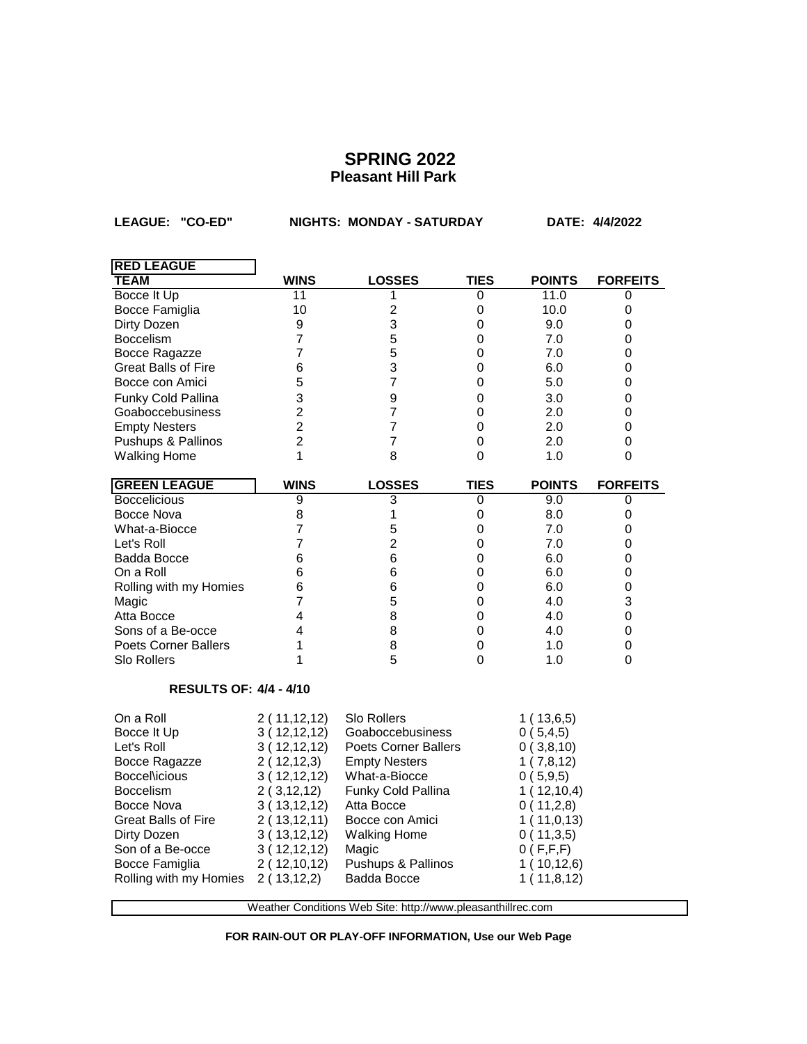# SPRING 2022
## Pleasant Hill Park

**LEAGUE: "CO-ED"** **NIGHTS: MONDAY - SATURDAY** **DATE: 4/4/2022**

| RED LEAGUE | | | | | |
|---|---|---|---|---|---|
| **TEAM** | **WINS** | **LOSSES** | **TIES** | **POINTS** | **FORFEITS** |
| Bocce It Up | 11 | 1 | 0 | 11.0 | 0 |
| Bocce Famiglia | 10 | 2 | 0 | 10.0 | 0 |
| Dirty Dozen | 9 | 3 | 0 | 9.0 | 0 |
| Boccelism | 7 | 5 | 0 | 7.0 | 0 |
| Bocce Ragazze | 7 | 5 | 0 | 7.0 | 0 |
| Great Balls of Fire | 6 | 3 | 0 | 6.0 | 0 |
| Bocce con Amici | 5 | 7 | 0 | 5.0 | 0 |
| Funky Cold Pallina | 3 | 9 | 0 | 3.0 | 0 |
| Goaboccebusiness | 2 | 7 | 0 | 2.0 | 0 |
| Empty Nesters | 2 | 7 | 0 | 2.0 | 0 |
| Pushups & Pallinos | 2 | 7 | 0 | 2.0 | 0 |
| Walking Home | 1 | 8 | 0 | 1.0 | 0 |

| GREEN LEAGUE | WINS | LOSSES | TIES | POINTS | FORFEITS |
|---|---|---|---|---|---|
| Boccelicious | 9 | 3 | 0 | 9.0 | 0 |
| Bocce Nova | 8 | 1 | 0 | 8.0 | 0 |
| What-a-Biocce | 7 | 5 | 0 | 7.0 | 0 |
| Let's Roll | 7 | 2 | 0 | 7.0 | 0 |
| Badda Bocce | 6 | 6 | 0 | 6.0 | 0 |
| On a Roll | 6 | 6 | 0 | 6.0 | 0 |
| Rolling with my Homies | 6 | 6 | 0 | 6.0 | 0 |
| Magic | 7 | 5 | 0 | 4.0 | 3 |
| Atta Bocce | 4 | 8 | 0 | 4.0 | 0 |
| Sons of a Be-occe | 4 | 8 | 0 | 4.0 | 0 |
| Poets Corner Ballers | 1 | 8 | 0 | 1.0 | 0 |
| Slo Rollers | 1 | 5 | 0 | 1.0 | 0 |

**RESULTS OF: 4/4 - 4/10**

| | | | |
|---|---|---|---|
| On a Roll | 2 ( 11,12,12) | Slo Rollers | 1 ( 13,6,5) |
| Bocce It Up | 3 ( 12,12,12) | Goaboccebusiness | 0 ( 5,4,5) |
| Let's Roll | 3 ( 12,12,12) | Poets Corner Ballers | 0 ( 3,8,10) |
| Bocce Ragazze | 2 ( 12,12,3) | Empty Nesters | 1 ( 7,8,12) |
| Boccel\icious | 3 ( 12,12,12) | What-a-Biocce | 0 ( 5,9,5) |
| Boccelism | 2 ( 3,12,12) | Funky Cold Pallina | 1 ( 12,10,4) |
| Bocce Nova | 3 ( 13,12,12) | Atta Bocce | 0 ( 11,2,8) |
| Great Balls of Fire | 2 ( 13,12,11) | Bocce con Amici | 1 ( 11,0,13) |
| Dirty Dozen | 3 ( 13,12,12) | Walking Home | 0 ( 11,3,5) |
| Son of a Be-occe | 3 ( 12,12,12) | Magic | 0 ( F,F,F) |
| Bocce Famiglia | 2 ( 12,10,12) | Pushups & Pallinos | 1 ( 10,12,6) |
| Rolling with my Homies | 2 ( 13,12,2) | Badda Bocce | 1 ( 11,8,12) |

Weather Conditions Web Site: http://www.pleasanthillrec.com

**FOR RAIN-OUT OR PLAY-OFF INFORMATION, Use our Web Page**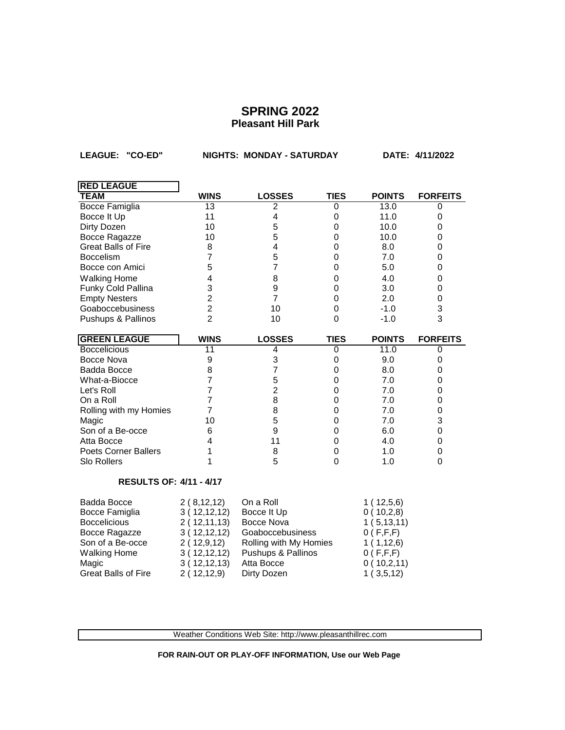# SPRING 2022
## Pleasant Hill Park

**LEAGUE: "CO-ED"** **NIGHTS: MONDAY - SATURDAY** **DATE: 4/11/2022**

| RED LEAGUE TEAM | WINS | LOSSES | TIES | POINTS | FORFEITS |
|---|---|---|---|---|---|
| Bocce Famiglia | 13 | 2 | 0 | 13.0 | 0 |
| Bocce It Up | 11 | 4 | 0 | 11.0 | 0 |
| Dirty Dozen | 10 | 5 | 0 | 10.0 | 0 |
| Bocce Ragazze | 10 | 5 | 0 | 10.0 | 0 |
| Great Balls of Fire | 8 | 4 | 0 | 8.0 | 0 |
| Boccelism | 7 | 5 | 0 | 7.0 | 0 |
| Bocce con Amici | 5 | 7 | 0 | 5.0 | 0 |
| Walking Home | 4 | 8 | 0 | 4.0 | 0 |
| Funky Cold Pallina | 3 | 9 | 0 | 3.0 | 0 |
| Empty Nesters | 2 | 7 | 0 | 2.0 | 0 |
| Goaboccebusiness | 2 | 10 | 0 | -1.0 | 3 |
| Pushups & Pallinos | 2 | 10 | 0 | -1.0 | 3 |

| GREEN LEAGUE | WINS | LOSSES | TIES | POINTS | FORFEITS |
|---|---|---|---|---|---|
| Boccelicious | 11 | 4 | 0 | 11.0 | 0 |
| Bocce Nova | 9 | 3 | 0 | 9.0 | 0 |
| Badda Bocce | 8 | 7 | 0 | 8.0 | 0 |
| What-a-Biocce | 7 | 5 | 0 | 7.0 | 0 |
| Let's Roll | 7 | 2 | 0 | 7.0 | 0 |
| On a Roll | 7 | 8 | 0 | 7.0 | 0 |
| Rolling with my Homies | 7 | 8 | 0 | 7.0 | 0 |
| Magic | 10 | 5 | 0 | 7.0 | 3 |
| Son of a Be-occe | 6 | 9 | 0 | 6.0 | 0 |
| Atta Bocce | 4 | 11 | 0 | 4.0 | 0 |
| Poets Corner Ballers | 1 | 8 | 0 | 1.0 | 0 |
| Slo Rollers | 1 | 5 | 0 | 1.0 | 0 |

**RESULTS OF: 4/11 - 4/17**

| | | | |
|---|---|---|---|
| Badda Bocce | 2 ( 8,12,12) | On a Roll | 1 ( 12,5,6) |
| Bocce Famiglia | 3 ( 12,12,12) | Bocce It Up | 0 ( 10,2,8) |
| Boccelicious | 2 ( 12,11,13) | Bocce Nova | 1 ( 5,13,11) |
| Bocce Ragazze | 3 ( 12,12,12) | Goaboccebusiness | 0 ( F,F,F) |
| Son of a Be-occe | 2 ( 12,9,12) | Rolling with My Homies | 1 ( 1,12,6) |
| Walking Home | 3 ( 12,12,12) | Pushups & Pallinos | 0 ( F,F,F) |
| Magic | 3 ( 12,12,13) | Atta Bocce | 0 ( 10,2,11) |
| Great Balls of Fire | 2 ( 12,12,9) | Dirty Dozen | 1 ( 3,5,12) |

Weather Conditions Web Site: http://www.pleasanthillrec.com

**FOR RAIN-OUT OR PLAY-OFF INFORMATION, Use our Web Page**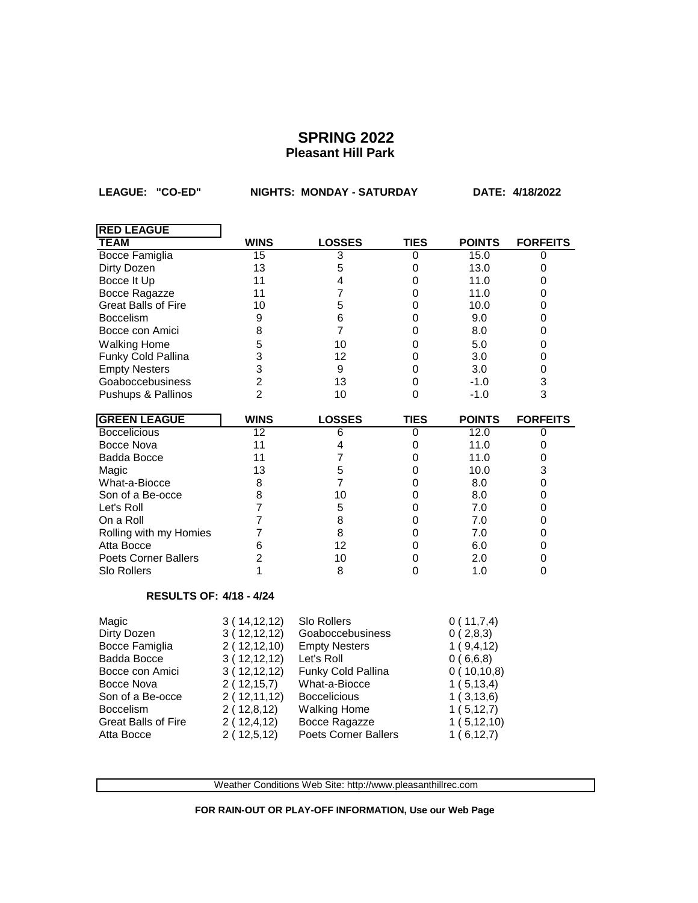# SPRING 2022
## Pleasant Hill Park

**LEAGUE: "CO-ED"** **NIGHTS: MONDAY - SATURDAY** **DATE: 4/18/2022**

| RED LEAGUE | | | | | |
|---|---|---|---|---|---|
| **TEAM** | **WINS** | **LOSSES** | **TIES** | **POINTS** | **FORFEITS** |
| Bocce Famiglia | 15 | 3 | 0 | 15.0 | 0 |
| Dirty Dozen | 13 | 5 | 0 | 13.0 | 0 |
| Bocce It Up | 11 | 4 | 0 | 11.0 | 0 |
| Bocce Ragazze | 11 | 7 | 0 | 11.0 | 0 |
| Great Balls of Fire | 10 | 5 | 0 | 10.0 | 0 |
| Boccelism | 9 | 6 | 0 | 9.0 | 0 |
| Bocce con Amici | 8 | 7 | 0 | 8.0 | 0 |
| Walking Home | 5 | 10 | 0 | 5.0 | 0 |
| Funky Cold Pallina | 3 | 12 | 0 | 3.0 | 0 |
| Empty Nesters | 3 | 9 | 0 | 3.0 | 0 |
| Goaboccebusiness | 2 | 13 | 0 | -1.0 | 3 |
| Pushups & Pallinos | 2 | 10 | 0 | -1.0 | 3 |

| GREEN LEAGUE | WINS | LOSSES | TIES | POINTS | FORFEITS |
|---|---|---|---|---|---|
| Boccelicious | 12 | 6 | 0 | 12.0 | 0 |
| Bocce Nova | 11 | 4 | 0 | 11.0 | 0 |
| Badda Bocce | 11 | 7 | 0 | 11.0 | 0 |
| Magic | 13 | 5 | 0 | 10.0 | 3 |
| What-a-Biocce | 8 | 7 | 0 | 8.0 | 0 |
| Son of a Be-occe | 8 | 10 | 0 | 8.0 | 0 |
| Let's Roll | 7 | 5 | 0 | 7.0 | 0 |
| On a Roll | 7 | 8 | 0 | 7.0 | 0 |
| Rolling with my Homies | 7 | 8 | 0 | 7.0 | 0 |
| Atta Bocce | 6 | 12 | 0 | 6.0 | 0 |
| Poets Corner Ballers | 2 | 10 | 0 | 2.0 | 0 |
| Slo Rollers | 1 | 8 | 0 | 1.0 | 0 |

**RESULTS OF: 4/18 - 4/24**

| Team | Result | Team | Result |
|---|---|---|---|
| Magic | 3 ( 14,12,12) | Slo Rollers | 0 ( 11,7,4) |
| Dirty Dozen | 3 ( 12,12,12) | Goaboccebusiness | 0 ( 2,8,3) |
| Bocce Famiglia | 2 ( 12,12,10) | Empty Nesters | 1 ( 9,4,12) |
| Badda Bocce | 3 ( 12,12,12) | Let's Roll | 0 ( 6,6,8) |
| Bocce con Amici | 3 ( 12,12,12) | Funky Cold Pallina | 0 ( 10,10,8) |
| Bocce Nova | 2 ( 12,15,7) | What-a-Biocce | 1 ( 5,13,4) |
| Son of a Be-occe | 2 ( 12,11,12) | Boccelicious | 1 ( 3,13,6) |
| Boccelism | 2 ( 12,8,12) | Walking Home | 1 ( 5,12,7) |
| Great Balls of Fire | 2 ( 12,4,12) | Bocce Ragazze | 1 ( 5,12,10) |
| Atta Bocce | 2 ( 12,5,12) | Poets Corner Ballers | 1 ( 6,12,7) |

Weather Conditions Web Site: http://www.pleasanthillrec.com

**FOR RAIN-OUT OR PLAY-OFF INFORMATION, Use our Web Page**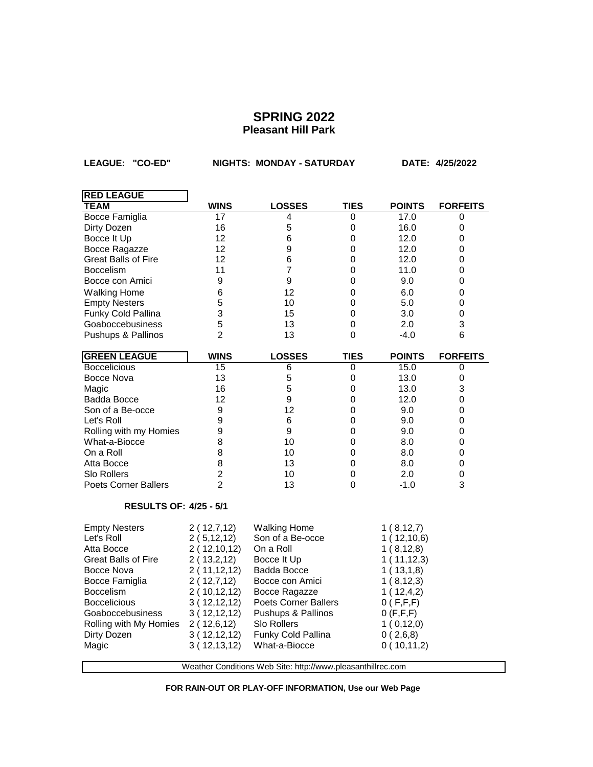# SPRING 2022

## Pleasant Hill Park

**LEAGUE: "CO-ED"** **NIGHTS: MONDAY - SATURDAY** **DATE: 4/25/2022**

| RED LEAGUE | | | | | |
|---|---|---|---|---|---|
| **TEAM** | **WINS** | **LOSSES** | **TIES** | **POINTS** | **FORFEITS** |
| Bocce Famiglia | 17 | 4 | 0 | 17.0 | 0 |
| Dirty Dozen | 16 | 5 | 0 | 16.0 | 0 |
| Bocce It Up | 12 | 6 | 0 | 12.0 | 0 |
| Bocce Ragazze | 12 | 9 | 0 | 12.0 | 0 |
| Great Balls of Fire | 12 | 6 | 0 | 12.0 | 0 |
| Boccelism | 11 | 7 | 0 | 11.0 | 0 |
| Bocce con Amici | 9 | 9 | 0 | 9.0 | 0 |
| Walking Home | 6 | 12 | 0 | 6.0 | 0 |
| Empty Nesters | 5 | 10 | 0 | 5.0 | 0 |
| Funky Cold Pallina | 3 | 15 | 0 | 3.0 | 0 |
| Goaboccebusiness | 5 | 13 | 0 | 2.0 | 3 |
| Pushups & Pallinos | 2 | 13 | 0 | -4.0 | 6 |

| GREEN LEAGUE | WINS | LOSSES | TIES | POINTS | FORFEITS |
|---|---|---|---|---|---|
| Boccelicious | 15 | 6 | 0 | 15.0 | 0 |
| Bocce Nova | 13 | 5 | 0 | 13.0 | 0 |
| Magic | 16 | 5 | 0 | 13.0 | 3 |
| Badda Bocce | 12 | 9 | 0 | 12.0 | 0 |
| Son of a Be-occe | 9 | 12 | 0 | 9.0 | 0 |
| Let's Roll | 9 | 6 | 0 | 9.0 | 0 |
| Rolling with my Homies | 9 | 9 | 0 | 9.0 | 0 |
| What-a-Biocce | 8 | 10 | 0 | 8.0 | 0 |
| On a Roll | 8 | 10 | 0 | 8.0 | 0 |
| Atta Bocce | 8 | 13 | 0 | 8.0 | 0 |
| Slo Rollers | 2 | 10 | 0 | 2.0 | 0 |
| Poets Corner Ballers | 2 | 13 | 0 | -1.0 | 3 |

**RESULTS OF: 4/25 - 5/1**

| | | | |
|---|---|---|---|
| Empty Nesters | 2 ( 12,7,12) | Walking Home | 1 ( 8,12,7) |
| Let's Roll | 2 ( 5,12,12) | Son of a Be-occe | 1 ( 12,10,6) |
| Atta Bocce | 2 ( 12,10,12) | On a Roll | 1 ( 8,12,8) |
| Great Balls of Fire | 2 ( 13,2,12) | Bocce It Up | 1 ( 11,12,3) |
| Bocce Nova | 2 ( 11,12,12) | Badda Bocce | 1 ( 13,1,8) |
| Bocce Famiglia | 2 ( 12,7,12) | Bocce con Amici | 1 ( 8,12,3) |
| Boccelism | 2 ( 10,12,12) | Bocce Ragazze | 1 ( 12,4,2) |
| Boccelicious | 3 ( 12,12,12) | Poets Corner Ballers | 0 ( F,F,F) |
| Goaboccebusiness | 3 ( 12,12,12) | Pushups & Pallinos | 0 (F,F,F) |
| Rolling with My Homies | 2 ( 12,6,12) | Slo Rollers | 1 ( 0,12,0) |
| Dirty Dozen | 3 ( 12,12,12) | Funky Cold Pallina | 0 ( 2,6,8) |
| Magic | 3 ( 12,13,12) | What-a-Biocce | 0 ( 10,11,2) |

Weather Conditions Web Site: http://www.pleasanthillrec.com

**FOR RAIN-OUT OR PLAY-OFF INFORMATION, Use our Web Page**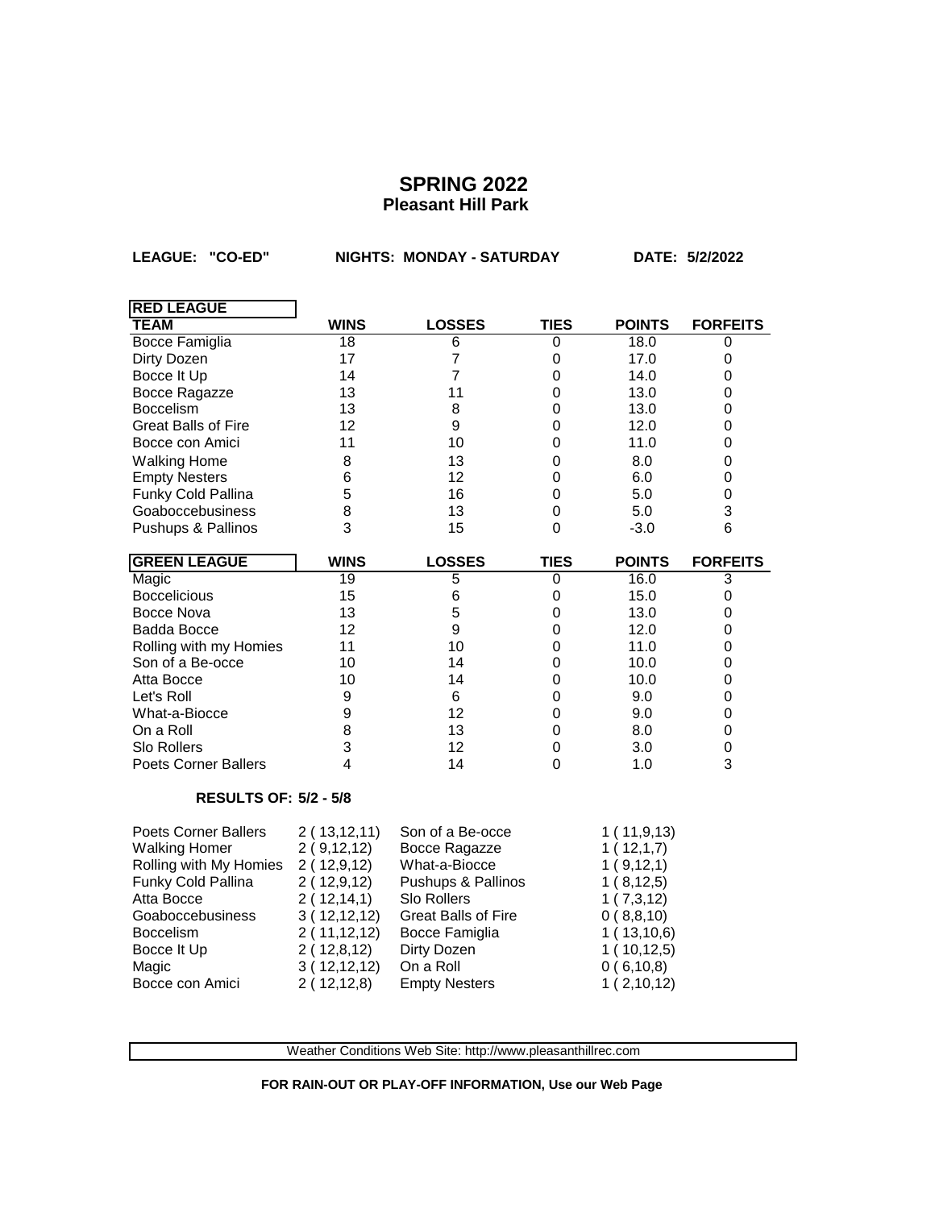# SPRING 2022
## Pleasant Hill Park

**LEAGUE: "CO-ED"** **NIGHTS: MONDAY - SATURDAY** **DATE: 5/2/2022**

| RED LEAGUE TEAM | WINS | LOSSES | TIES | POINTS | FORFEITS |
|---|---|---|---|---|---|
| Bocce Famiglia | 18 | 6 | 0 | 18.0 | 0 |
| Dirty Dozen | 17 | 7 | 0 | 17.0 | 0 |
| Bocce It Up | 14 | 7 | 0 | 14.0 | 0 |
| Bocce Ragazze | 13 | 11 | 0 | 13.0 | 0 |
| Boccelism | 13 | 8 | 0 | 13.0 | 0 |
| Great Balls of Fire | 12 | 9 | 0 | 12.0 | 0 |
| Bocce con Amici | 11 | 10 | 0 | 11.0 | 0 |
| Walking Home | 8 | 13 | 0 | 8.0 | 0 |
| Empty Nesters | 6 | 12 | 0 | 6.0 | 0 |
| Funky Cold Pallina | 5 | 16 | 0 | 5.0 | 0 |
| Goaboccebusiness | 8 | 13 | 0 | 5.0 | 3 |
| Pushups & Pallinos | 3 | 15 | 0 | -3.0 | 6 |

| GREEN LEAGUE | WINS | LOSSES | TIES | POINTS | FORFEITS |
|---|---|---|---|---|---|
| Magic | 19 | 5 | 0 | 16.0 | 3 |
| Boccelicious | 15 | 6 | 0 | 15.0 | 0 |
| Bocce Nova | 13 | 5 | 0 | 13.0 | 0 |
| Badda Bocce | 12 | 9 | 0 | 12.0 | 0 |
| Rolling with my Homies | 11 | 10 | 0 | 11.0 | 0 |
| Son of a Be-occe | 10 | 14 | 0 | 10.0 | 0 |
| Atta Bocce | 10 | 14 | 0 | 10.0 | 0 |
| Let's Roll | 9 | 6 | 0 | 9.0 | 0 |
| What-a-Biocce | 9 | 12 | 0 | 9.0 | 0 |
| On a Roll | 8 | 13 | 0 | 8.0 | 0 |
| Slo Rollers | 3 | 12 | 0 | 3.0 | 0 |
| Poets Corner Ballers | 4 | 14 | 0 | 1.0 | 3 |

**RESULTS OF: 5/2 - 5/8**

| Team | Score | Team | Score |
|---|---|---|---|
| Poets Corner Ballers | 2 ( 13,12,11) | Son of a Be-occe | 1 ( 11,9,13) |
| Walking Homer | 2 ( 9,12,12) | Bocce Ragazze | 1 ( 12,1,7) |
| Rolling with My Homies | 2 ( 12,9,12) | What-a-Biocce | 1 ( 9,12,1) |
| Funky Cold Pallina | 2 ( 12,9,12) | Pushups & Pallinos | 1 ( 8,12,5) |
| Atta Bocce | 2 ( 12,14,1) | Slo Rollers | 1 ( 7,3,12) |
| Goaboccebusiness | 3 ( 12,12,12) | Great Balls of Fire | 0 ( 8,8,10) |
| Boccelism | 2 ( 11,12,12) | Bocce Famiglia | 1 ( 13,10,6) |
| Bocce It Up | 2 ( 12,8,12) | Dirty Dozen | 1 ( 10,12,5) |
| Magic | 3 ( 12,12,12) | On a Roll | 0 ( 6,10,8) |
| Bocce con Amici | 2 ( 12,12,8) | Empty Nesters | 1 ( 2,10,12) |

Weather Conditions Web Site: http://www.pleasanthillrec.com

**FOR RAIN-OUT OR PLAY-OFF INFORMATION, Use our Web Page**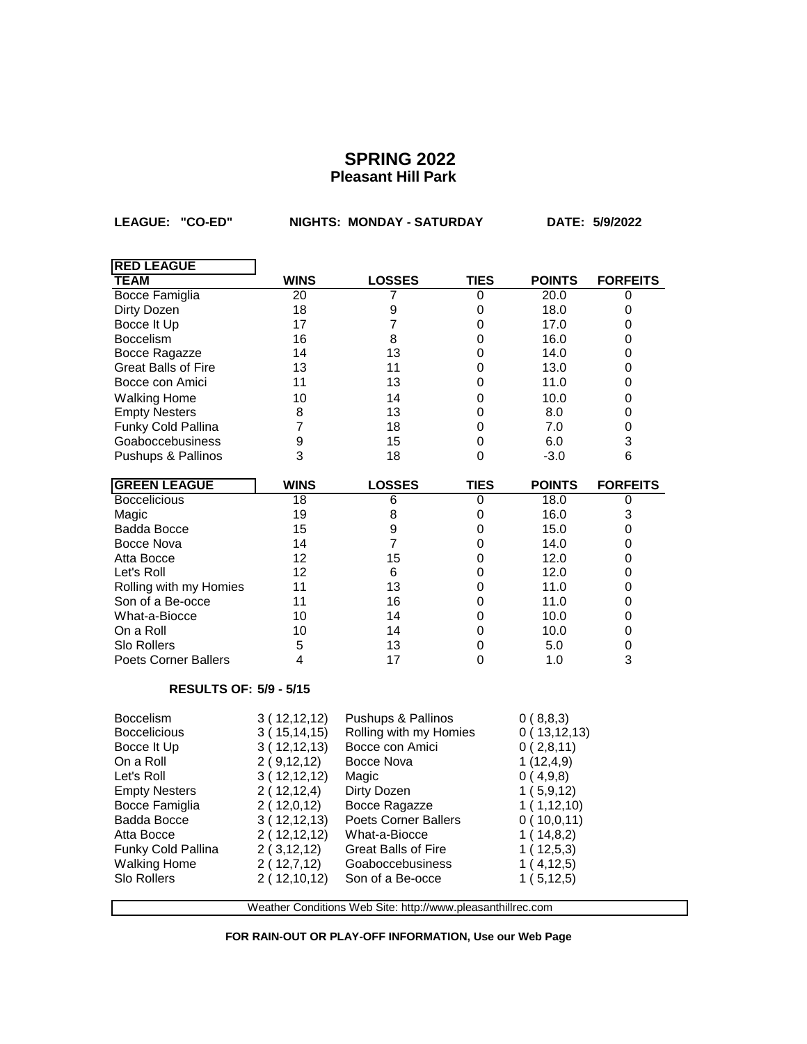## SPRING 2022
### Pleasant Hill Park

**LEAGUE: "CO-ED"** **NIGHTS: MONDAY - SATURDAY** **DATE: 5/9/2022**

| RED LEAGUE | | | | | |
|---|---|---|---|---|---|
| **TEAM** | **WINS** | **LOSSES** | **TIES** | **POINTS** | **FORFEITS** |
| Bocce Famiglia | 20 | 7 | 0 | 20.0 | 0 |
| Dirty Dozen | 18 | 9 | 0 | 18.0 | 0 |
| Bocce It Up | 17 | 7 | 0 | 17.0 | 0 |
| Boccelism | 16 | 8 | 0 | 16.0 | 0 |
| Bocce Ragazze | 14 | 13 | 0 | 14.0 | 0 |
| Great Balls of Fire | 13 | 11 | 0 | 13.0 | 0 |
| Bocce con Amici | 11 | 13 | 0 | 11.0 | 0 |
| Walking Home | 10 | 14 | 0 | 10.0 | 0 |
| Empty Nesters | 8 | 13 | 0 | 8.0 | 0 |
| Funky Cold Pallina | 7 | 18 | 0 | 7.0 | 0 |
| Goaboccebusiness | 9 | 15 | 0 | 6.0 | 3 |
| Pushups & Pallinos | 3 | 18 | 0 | -3.0 | 6 |

| GREEN LEAGUE | WINS | LOSSES | TIES | POINTS | FORFEITS |
|---|---|---|---|---|---|
| Boccelicious | 18 | 6 | 0 | 18.0 | 0 |
| Magic | 19 | 8 | 0 | 16.0 | 3 |
| Badda Bocce | 15 | 9 | 0 | 15.0 | 0 |
| Bocce Nova | 14 | 7 | 0 | 14.0 | 0 |
| Atta Bocce | 12 | 15 | 0 | 12.0 | 0 |
| Let's Roll | 12 | 6 | 0 | 12.0 | 0 |
| Rolling with my Homies | 11 | 13 | 0 | 11.0 | 0 |
| Son of a Be-occe | 11 | 16 | 0 | 11.0 | 0 |
| What-a-Biocce | 10 | 14 | 0 | 10.0 | 0 |
| On a Roll | 10 | 14 | 0 | 10.0 | 0 |
| Slo Rollers | 5 | 13 | 0 | 5.0 | 0 |
| Poets Corner Ballers | 4 | 17 | 0 | 1.0 | 3 |

**RESULTS OF: 5/9 - 5/15**

| | | | |
|---|---|---|---|
| Boccelism | 3 ( 12,12,12) | Pushups & Pallinos | 0 ( 8,8,3) |
| Boccelicious | 3 ( 15,14,15) | Rolling with my Homies | 0 ( 13,12,13) |
| Bocce It Up | 3 ( 12,12,13) | Bocce con Amici | 0 ( 2,8,11) |
| On a Roll | 2 ( 9,12,12) | Bocce Nova | 1 (12,4,9) |
| Let's Roll | 3 ( 12,12,12) | Magic | 0 ( 4,9,8) |
| Empty Nesters | 2 ( 12,12,4) | Dirty Dozen | 1 ( 5,9,12) |
| Bocce Famiglia | 2 ( 12,0,12) | Bocce Ragazze | 1 ( 1,12,10) |
| Badda Bocce | 3 ( 12,12,13) | Poets Corner Ballers | 0 ( 10,0,11) |
| Atta Bocce | 2 ( 12,12,12) | What-a-Biocce | 1 ( 14,8,2) |
| Funky Cold Pallina | 2 ( 3,12,12) | Great Balls of Fire | 1 ( 12,5,3) |
| Walking Home | 2 ( 12,7,12) | Goaboccebusiness | 1 ( 4,12,5) |
| Slo Rollers | 2 ( 12,10,12) | Son of a Be-occe | 1 ( 5,12,5) |

Weather Conditions Web Site: http://www.pleasanthillrec.com

**FOR RAIN-OUT OR PLAY-OFF INFORMATION, Use our Web Page**